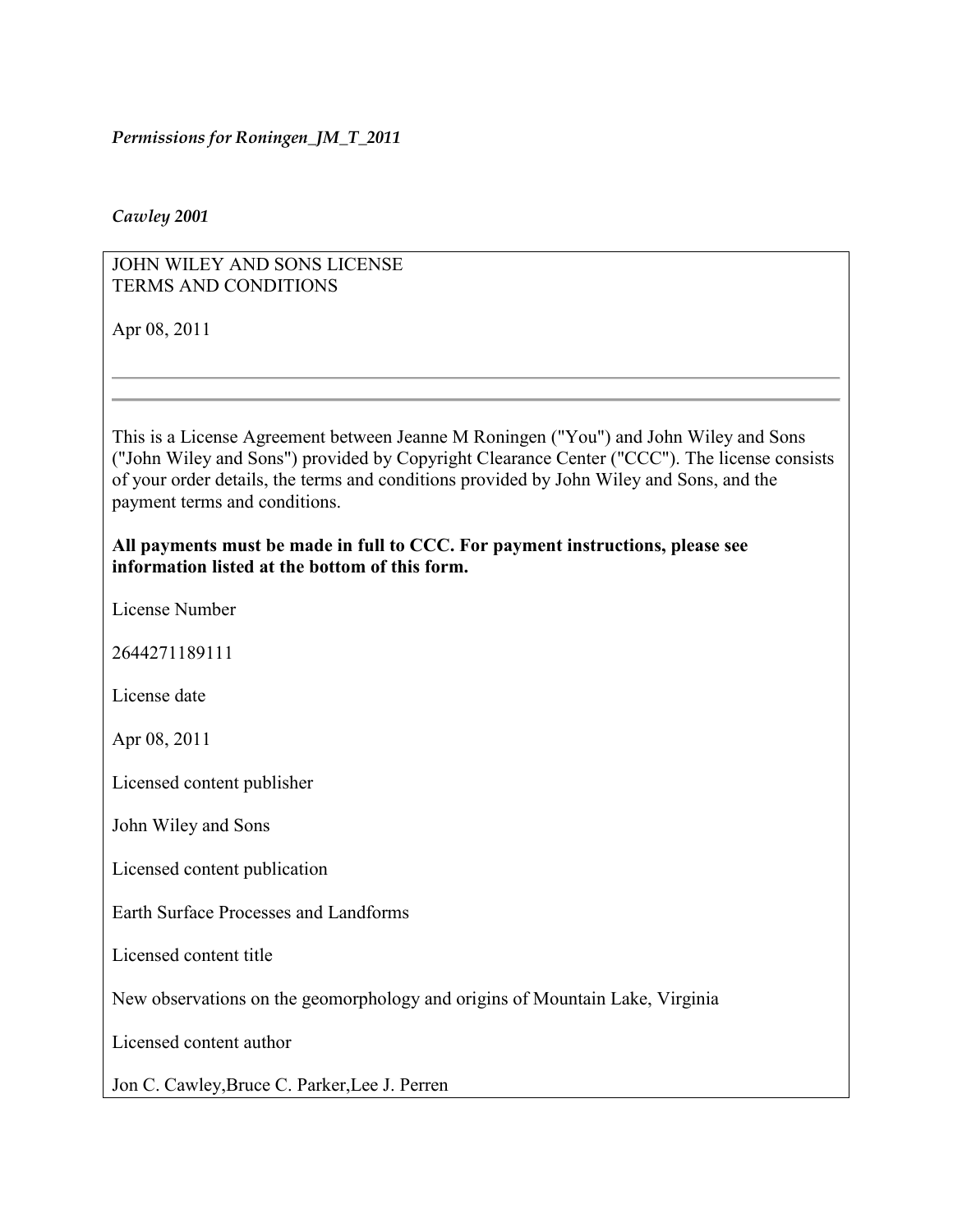*Permissions for Roningen_JM_T_2011*

*Cawley 2001*

JOHN WILEY AND SONS LICENSE
TERMS AND CONDITIONS

Apr 08, 2011

---

This is a License Agreement between Jeanne M Roningen ("You") and John Wiley and Sons ("John Wiley and Sons") provided by Copyright Clearance Center ("CCC"). The license consists of your order details, the terms and conditions provided by John Wiley and Sons, and the payment terms and conditions.

**All payments must be made in full to CCC. For payment instructions, please see information listed at the bottom of this form.**

License Number

2644271189111

License date

Apr 08, 2011

Licensed content publisher

John Wiley and Sons

Licensed content publication

Earth Surface Processes and Landforms

Licensed content title

New observations on the geomorphology and origins of Mountain Lake, Virginia

Licensed content author

Jon C. Cawley,Bruce C. Parker,Lee J. Perren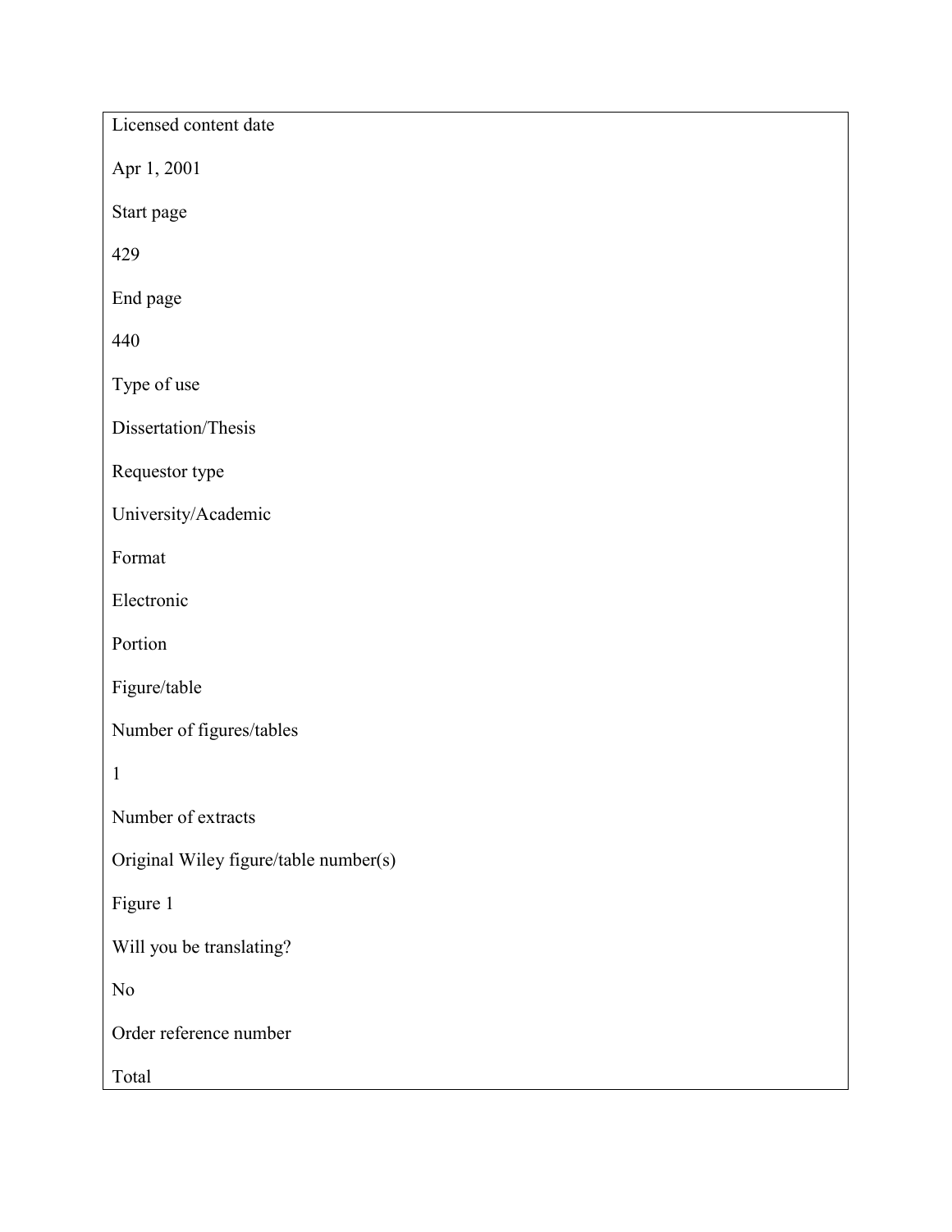Licensed content date

Apr 1, 2001

Start page

429

End page

440

Type of use

Dissertation/Thesis

Requestor type

University/Academic

Format

Electronic

Portion

Figure/table

Number of figures/tables

1

Number of extracts

Original Wiley figure/table number(s)

Figure 1

Will you be translating?

No

Order reference number

Total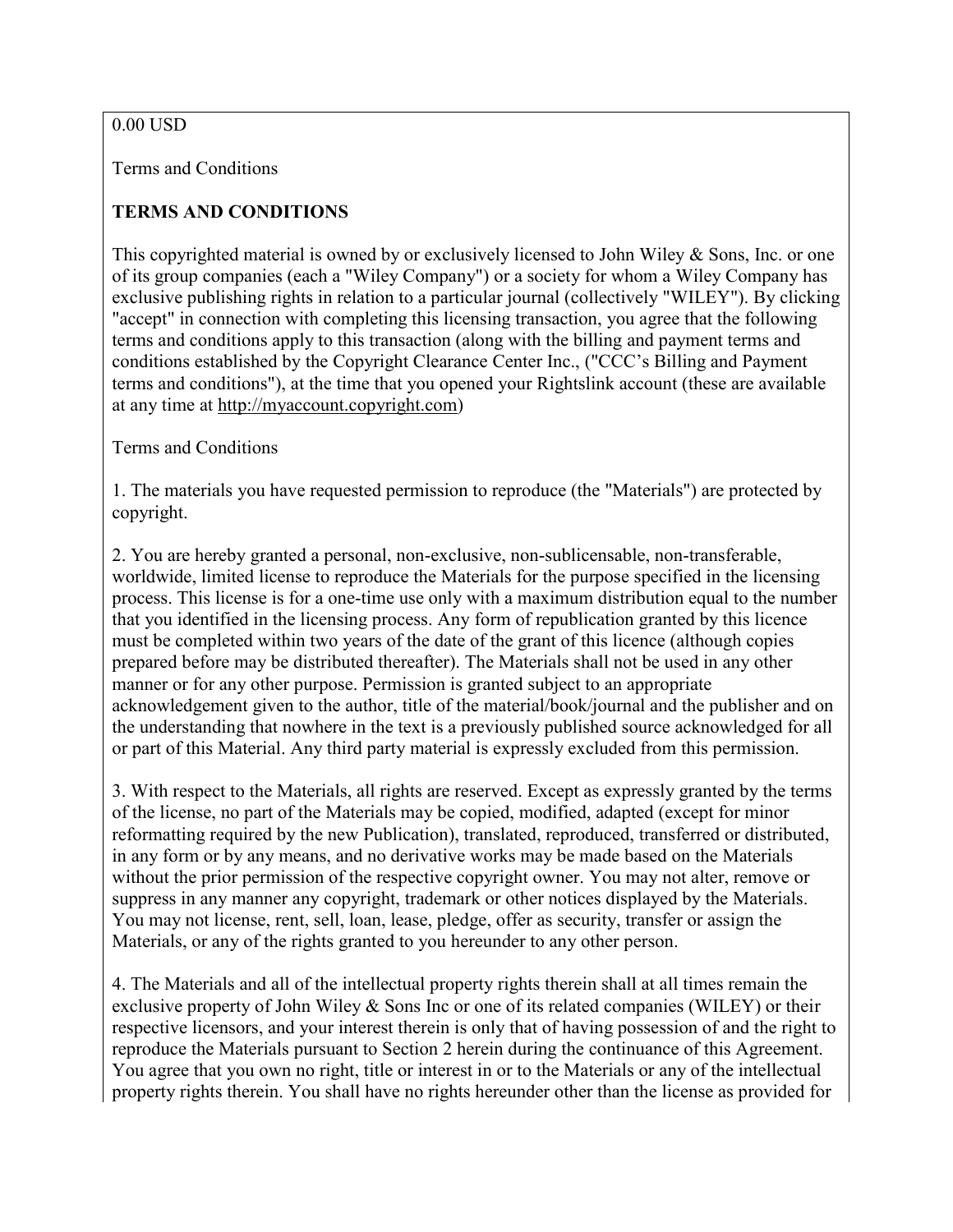0.00 USD

Terms and Conditions

**TERMS AND CONDITIONS**

This copyrighted material is owned by or exclusively licensed to John Wiley & Sons, Inc. or one of its group companies (each a "Wiley Company") or a society for whom a Wiley Company has exclusive publishing rights in relation to a particular journal (collectively "WILEY"). By clicking "accept" in connection with completing this licensing transaction, you agree that the following terms and conditions apply to this transaction (along with the billing and payment terms and conditions established by the Copyright Clearance Center Inc., ("CCC's Billing and Payment terms and conditions"), at the time that you opened your Rightslink account (these are available at any time at http://myaccount.copyright.com)

Terms and Conditions

1. The materials you have requested permission to reproduce (the "Materials") are protected by copyright.

2. You are hereby granted a personal, non-exclusive, non-sublicensable, non-transferable, worldwide, limited license to reproduce the Materials for the purpose specified in the licensing process. This license is for a one-time use only with a maximum distribution equal to the number that you identified in the licensing process. Any form of republication granted by this licence must be completed within two years of the date of the grant of this licence (although copies prepared before may be distributed thereafter). The Materials shall not be used in any other manner or for any other purpose. Permission is granted subject to an appropriate acknowledgement given to the author, title of the material/book/journal and the publisher and on the understanding that nowhere in the text is a previously published source acknowledged for all or part of this Material. Any third party material is expressly excluded from this permission.

3. With respect to the Materials, all rights are reserved. Except as expressly granted by the terms of the license, no part of the Materials may be copied, modified, adapted (except for minor reformatting required by the new Publication), translated, reproduced, transferred or distributed, in any form or by any means, and no derivative works may be made based on the Materials without the prior permission of the respective copyright owner. You may not alter, remove or suppress in any manner any copyright, trademark or other notices displayed by the Materials. You may not license, rent, sell, loan, lease, pledge, offer as security, transfer or assign the Materials, or any of the rights granted to you hereunder to any other person.

4. The Materials and all of the intellectual property rights therein shall at all times remain the exclusive property of John Wiley & Sons Inc or one of its related companies (WILEY) or their respective licensors, and your interest therein is only that of having possession of and the right to reproduce the Materials pursuant to Section 2 herein during the continuance of this Agreement. You agree that you own no right, title or interest in or to the Materials or any of the intellectual property rights therein. You shall have no rights hereunder other than the license as provided for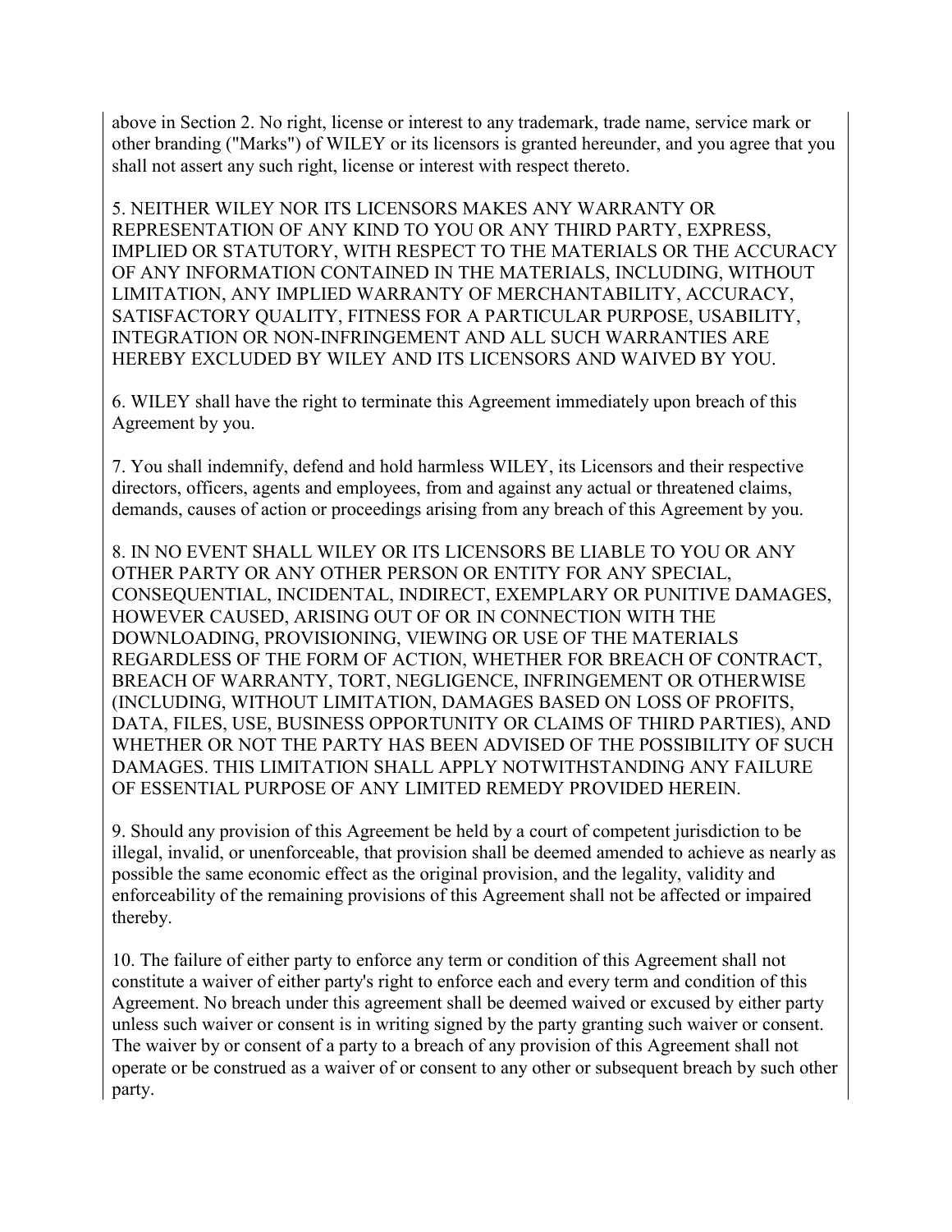above in Section 2. No right, license or interest to any trademark, trade name, service mark or other branding ("Marks") of WILEY or its licensors is granted hereunder, and you agree that you shall not assert any such right, license or interest with respect thereto.

5. NEITHER WILEY NOR ITS LICENSORS MAKES ANY WARRANTY OR REPRESENTATION OF ANY KIND TO YOU OR ANY THIRD PARTY, EXPRESS, IMPLIED OR STATUTORY, WITH RESPECT TO THE MATERIALS OR THE ACCURACY OF ANY INFORMATION CONTAINED IN THE MATERIALS, INCLUDING, WITHOUT LIMITATION, ANY IMPLIED WARRANTY OF MERCHANTABILITY, ACCURACY, SATISFACTORY QUALITY, FITNESS FOR A PARTICULAR PURPOSE, USABILITY, INTEGRATION OR NON-INFRINGEMENT AND ALL SUCH WARRANTIES ARE HEREBY EXCLUDED BY WILEY AND ITS LICENSORS AND WAIVED BY YOU.

6. WILEY shall have the right to terminate this Agreement immediately upon breach of this Agreement by you.

7. You shall indemnify, defend and hold harmless WILEY, its Licensors and their respective directors, officers, agents and employees, from and against any actual or threatened claims, demands, causes of action or proceedings arising from any breach of this Agreement by you.

8. IN NO EVENT SHALL WILEY OR ITS LICENSORS BE LIABLE TO YOU OR ANY OTHER PARTY OR ANY OTHER PERSON OR ENTITY FOR ANY SPECIAL, CONSEQUENTIAL, INCIDENTAL, INDIRECT, EXEMPLARY OR PUNITIVE DAMAGES, HOWEVER CAUSED, ARISING OUT OF OR IN CONNECTION WITH THE DOWNLOADING, PROVISIONING, VIEWING OR USE OF THE MATERIALS REGARDLESS OF THE FORM OF ACTION, WHETHER FOR BREACH OF CONTRACT, BREACH OF WARRANTY, TORT, NEGLIGENCE, INFRINGEMENT OR OTHERWISE (INCLUDING, WITHOUT LIMITATION, DAMAGES BASED ON LOSS OF PROFITS, DATA, FILES, USE, BUSINESS OPPORTUNITY OR CLAIMS OF THIRD PARTIES), AND WHETHER OR NOT THE PARTY HAS BEEN ADVISED OF THE POSSIBILITY OF SUCH DAMAGES. THIS LIMITATION SHALL APPLY NOTWITHSTANDING ANY FAILURE OF ESSENTIAL PURPOSE OF ANY LIMITED REMEDY PROVIDED HEREIN.

9. Should any provision of this Agreement be held by a court of competent jurisdiction to be illegal, invalid, or unenforceable, that provision shall be deemed amended to achieve as nearly as possible the same economic effect as the original provision, and the legality, validity and enforceability of the remaining provisions of this Agreement shall not be affected or impaired thereby.

10. The failure of either party to enforce any term or condition of this Agreement shall not constitute a waiver of either party's right to enforce each and every term and condition of this Agreement. No breach under this agreement shall be deemed waived or excused by either party unless such waiver or consent is in writing signed by the party granting such waiver or consent. The waiver by or consent of a party to a breach of any provision of this Agreement shall not operate or be construed as a waiver of or consent to any other or subsequent breach by such other party.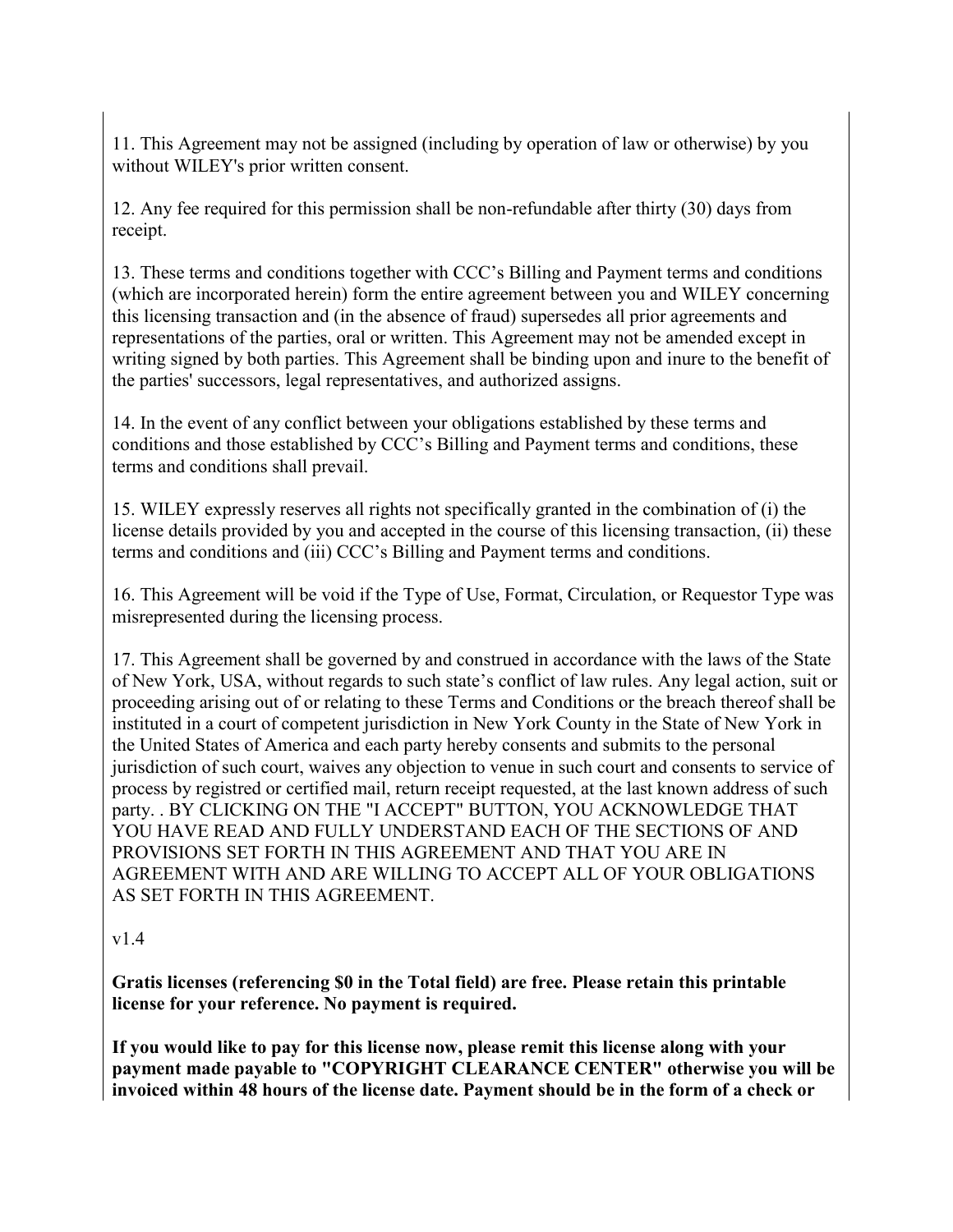11. This Agreement may not be assigned (including by operation of law or otherwise) by you without WILEY's prior written consent.

12. Any fee required for this permission shall be non-refundable after thirty (30) days from receipt.

13. These terms and conditions together with CCC's Billing and Payment terms and conditions (which are incorporated herein) form the entire agreement between you and WILEY concerning this licensing transaction and (in the absence of fraud) supersedes all prior agreements and representations of the parties, oral or written. This Agreement may not be amended except in writing signed by both parties. This Agreement shall be binding upon and inure to the benefit of the parties' successors, legal representatives, and authorized assigns.

14. In the event of any conflict between your obligations established by these terms and conditions and those established by CCC's Billing and Payment terms and conditions, these terms and conditions shall prevail.

15. WILEY expressly reserves all rights not specifically granted in the combination of (i) the license details provided by you and accepted in the course of this licensing transaction, (ii) these terms and conditions and (iii) CCC's Billing and Payment terms and conditions.

16. This Agreement will be void if the Type of Use, Format, Circulation, or Requestor Type was misrepresented during the licensing process.

17. This Agreement shall be governed by and construed in accordance with the laws of the State of New York, USA, without regards to such state's conflict of law rules. Any legal action, suit or proceeding arising out of or relating to these Terms and Conditions or the breach thereof shall be instituted in a court of competent jurisdiction in New York County in the State of New York in the United States of America and each party hereby consents and submits to the personal jurisdiction of such court, waives any objection to venue in such court and consents to service of process by registred or certified mail, return receipt requested, at the last known address of such party. . BY CLICKING ON THE "I ACCEPT" BUTTON, YOU ACKNOWLEDGE THAT YOU HAVE READ AND FULLY UNDERSTAND EACH OF THE SECTIONS OF AND PROVISIONS SET FORTH IN THIS AGREEMENT AND THAT YOU ARE IN AGREEMENT WITH AND ARE WILLING TO ACCEPT ALL OF YOUR OBLIGATIONS AS SET FORTH IN THIS AGREEMENT.

v1.4

**Gratis licenses (referencing $0 in the Total field) are free. Please retain this printable license for your reference. No payment is required.**

**If you would like to pay for this license now, please remit this license along with your payment made payable to "COPYRIGHT CLEARANCE CENTER" otherwise you will be invoiced within 48 hours of the license date. Payment should be in the form of a check or**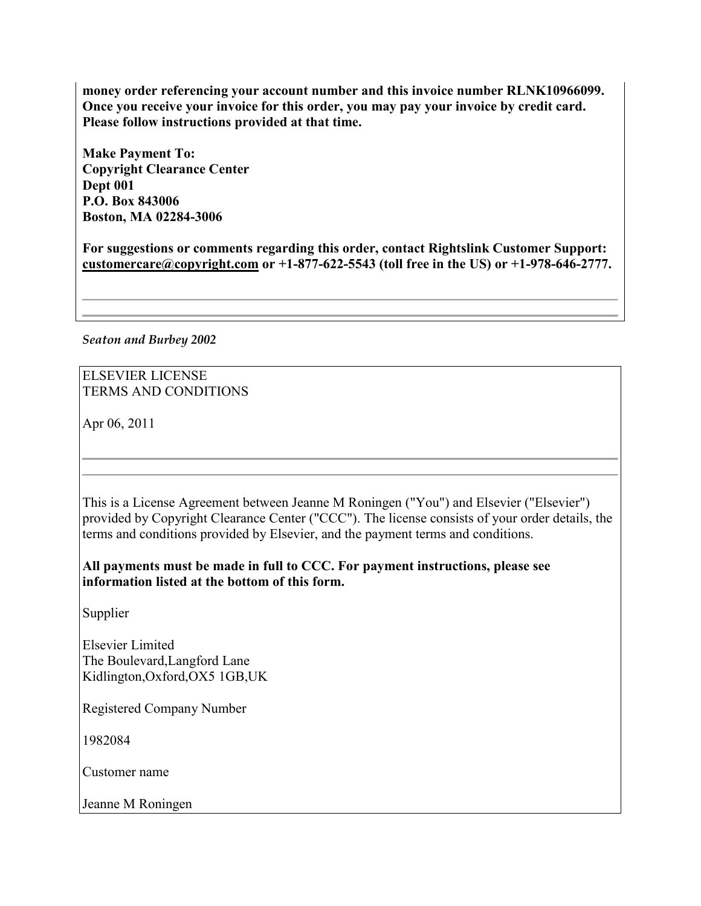**money order referencing your account number and this invoice number RLNK10966099. Once you receive your invoice for this order, you may pay your invoice by credit card. Please follow instructions provided at that time.**

**Make Payment To:**
**Copyright Clearance Center**
**Dept 001**
**P.O. Box 843006**
**Boston, MA 02284-3006**

**For suggestions or comments regarding this order, contact Rightslink Customer Support: customercare@copyright.com or +1-877-622-5543 (toll free in the US) or +1-978-646-2777.**

---

*Seaton and Burbey 2002*

ELSEVIER LICENSE
TERMS AND CONDITIONS

Apr 06, 2011

---

This is a License Agreement between Jeanne M Roningen ("You") and Elsevier ("Elsevier") provided by Copyright Clearance Center ("CCC"). The license consists of your order details, the terms and conditions provided by Elsevier, and the payment terms and conditions.

**All payments must be made in full to CCC. For payment instructions, please see information listed at the bottom of this form.**

Supplier

Elsevier Limited
The Boulevard,Langford Lane
Kidlington,Oxford,OX5 1GB,UK

Registered Company Number

1982084

Customer name

Jeanne M Roningen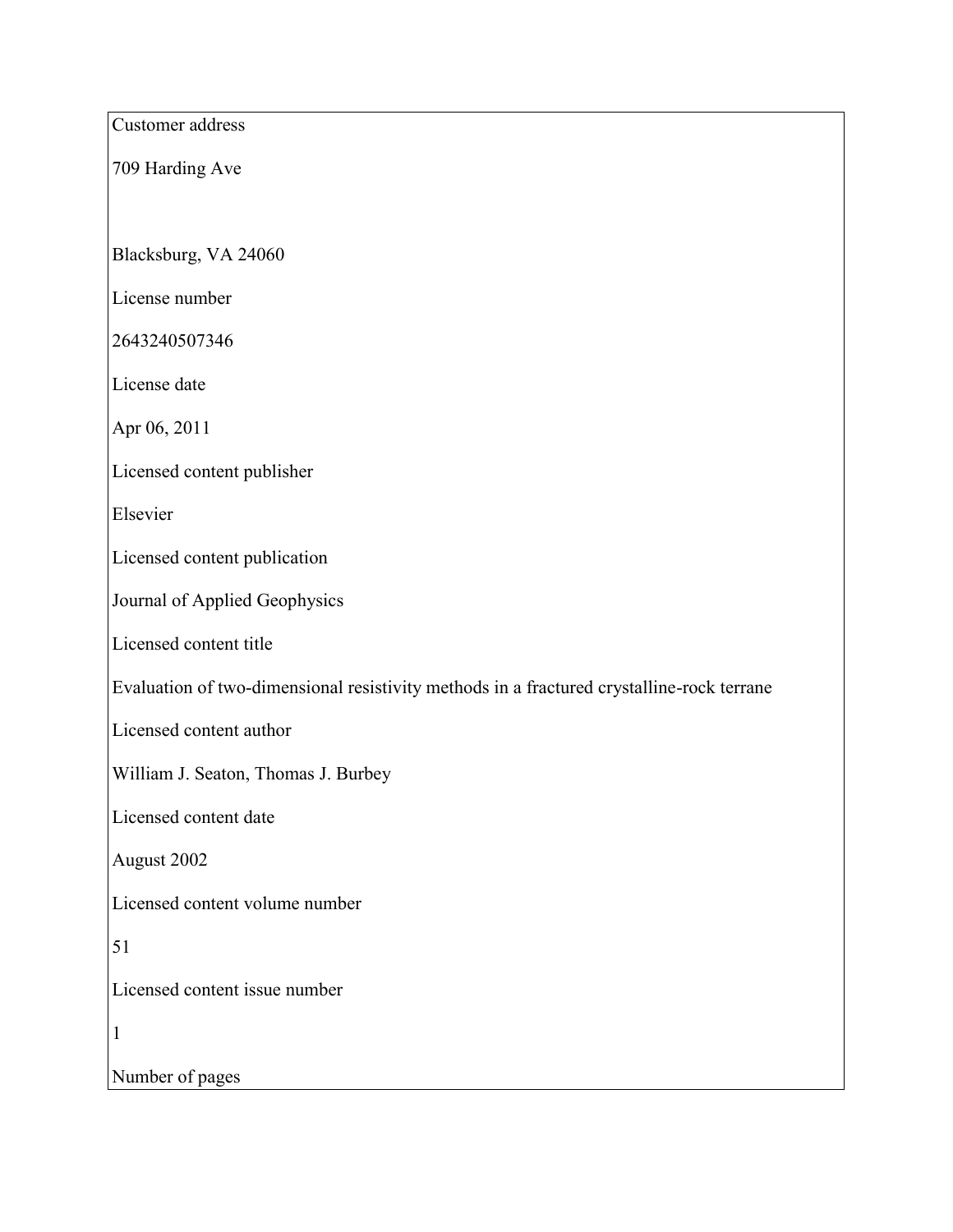Customer address

709 Harding Ave

Blacksburg, VA 24060

License number

2643240507346

License date

Apr 06, 2011

Licensed content publisher

Elsevier

Licensed content publication

Journal of Applied Geophysics

Licensed content title

Evaluation of two-dimensional resistivity methods in a fractured crystalline-rock terrane

Licensed content author

William J. Seaton, Thomas J. Burbey

Licensed content date

August 2002

Licensed content volume number

51

Licensed content issue number

1

Number of pages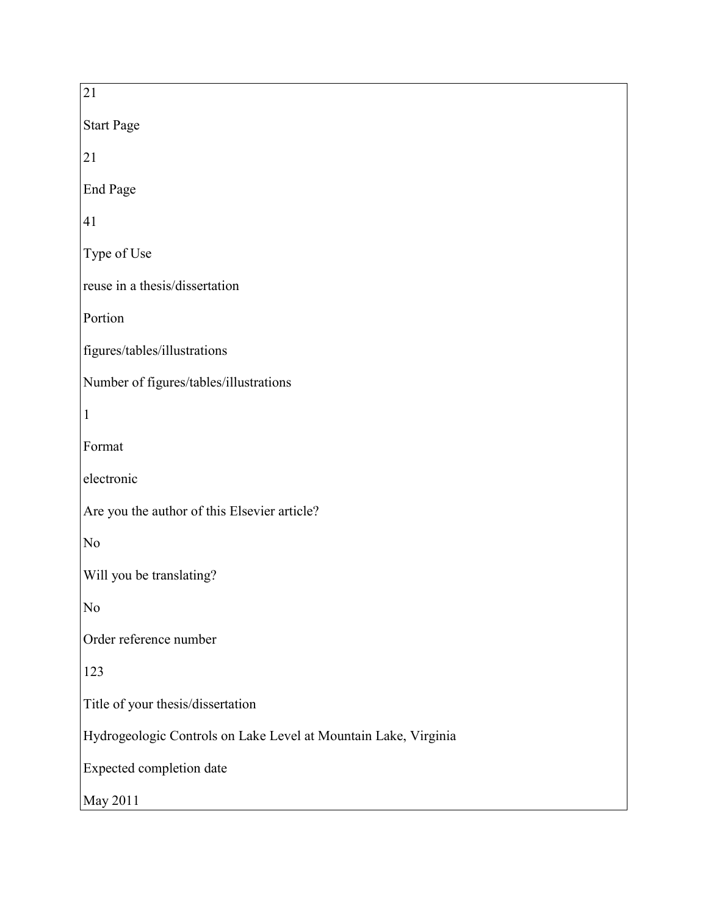| 21 |
|---|
| Start Page |
| 21 |
| End Page |
| 41 |
| Type of Use |
| reuse in a thesis/dissertation |
| Portion |
| figures/tables/illustrations |
| Number of figures/tables/illustrations |
| 1 |
| Format |
| electronic |
| Are you the author of this Elsevier article? |
| No |
| Will you be translating? |
| No |
| Order reference number |
| 123 |
| Title of your thesis/dissertation |
| Hydrogeologic Controls on Lake Level at Mountain Lake, Virginia |
| Expected completion date |
| May 2011 |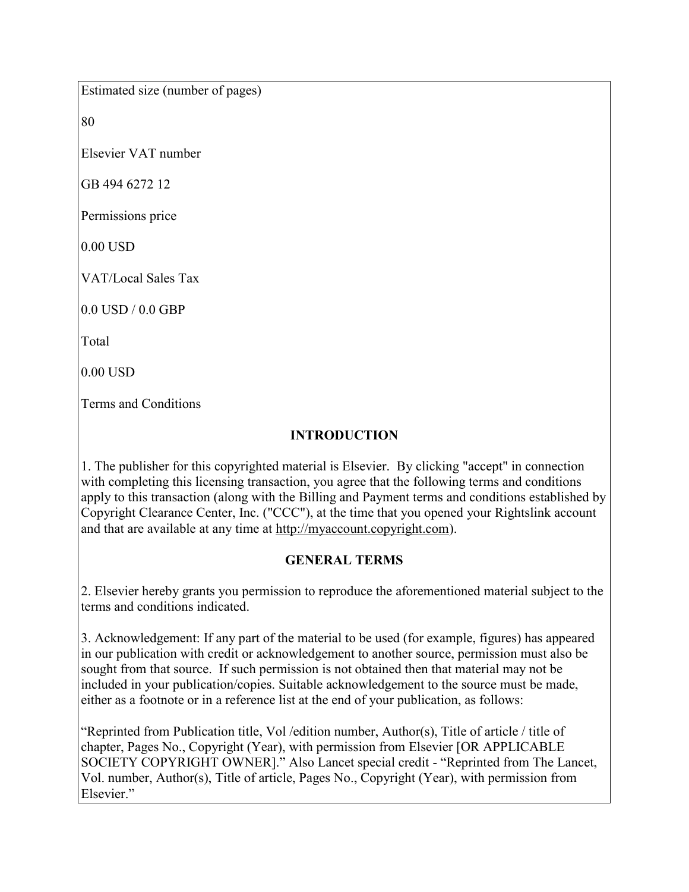Estimated size (number of pages)

80

Elsevier VAT number

GB 494 6272 12

Permissions price

0.00 USD

VAT/Local Sales Tax

0.0 USD / 0.0 GBP

Total

0.00 USD

Terms and Conditions

**INTRODUCTION**

1. The publisher for this copyrighted material is Elsevier. By clicking "accept" in connection with completing this licensing transaction, you agree that the following terms and conditions apply to this transaction (along with the Billing and Payment terms and conditions established by Copyright Clearance Center, Inc. ("CCC"), at the time that you opened your Rightslink account and that are available at any time at http://myaccount.copyright.com).

**GENERAL TERMS**

2. Elsevier hereby grants you permission to reproduce the aforementioned material subject to the terms and conditions indicated.

3. Acknowledgement: If any part of the material to be used (for example, figures) has appeared in our publication with credit or acknowledgement to another source, permission must also be sought from that source. If such permission is not obtained then that material may not be included in your publication/copies. Suitable acknowledgement to the source must be made, either as a footnote or in a reference list at the end of your publication, as follows:

"Reprinted from Publication title, Vol /edition number, Author(s), Title of article / title of chapter, Pages No., Copyright (Year), with permission from Elsevier [OR APPLICABLE SOCIETY COPYRIGHT OWNER]." Also Lancet special credit - "Reprinted from The Lancet, Vol. number, Author(s), Title of article, Pages No., Copyright (Year), with permission from Elsevier."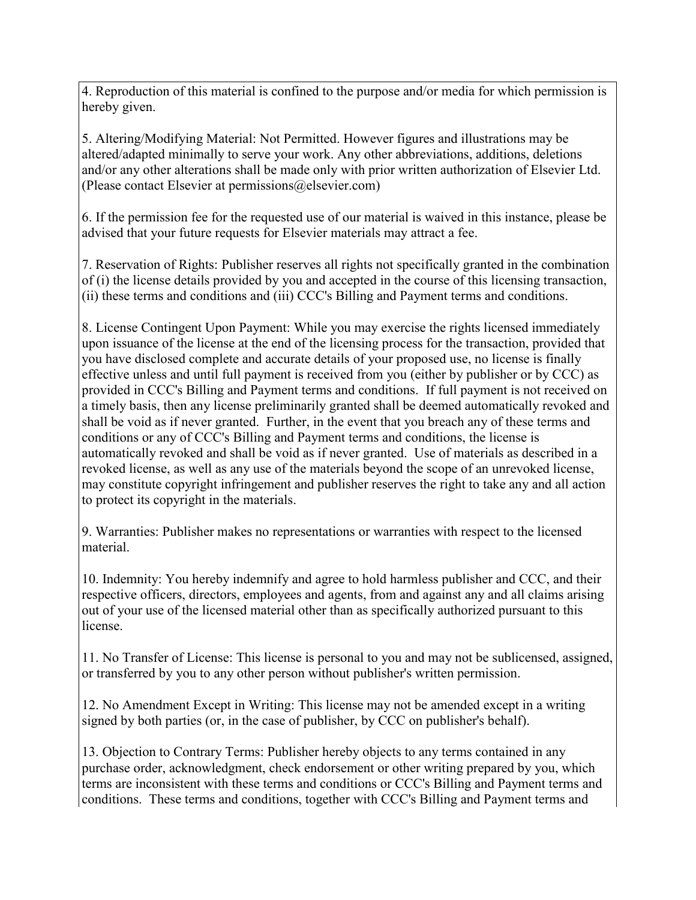4. Reproduction of this material is confined to the purpose and/or media for which permission is hereby given.

5. Altering/Modifying Material: Not Permitted. However figures and illustrations may be altered/adapted minimally to serve your work. Any other abbreviations, additions, deletions and/or any other alterations shall be made only with prior written authorization of Elsevier Ltd. (Please contact Elsevier at permissions@elsevier.com)

6. If the permission fee for the requested use of our material is waived in this instance, please be advised that your future requests for Elsevier materials may attract a fee.

7. Reservation of Rights: Publisher reserves all rights not specifically granted in the combination of (i) the license details provided by you and accepted in the course of this licensing transaction, (ii) these terms and conditions and (iii) CCC's Billing and Payment terms and conditions.

8. License Contingent Upon Payment: While you may exercise the rights licensed immediately upon issuance of the license at the end of the licensing process for the transaction, provided that you have disclosed complete and accurate details of your proposed use, no license is finally effective unless and until full payment is received from you (either by publisher or by CCC) as provided in CCC's Billing and Payment terms and conditions. If full payment is not received on a timely basis, then any license preliminarily granted shall be deemed automatically revoked and shall be void as if never granted. Further, in the event that you breach any of these terms and conditions or any of CCC's Billing and Payment terms and conditions, the license is automatically revoked and shall be void as if never granted. Use of materials as described in a revoked license, as well as any use of the materials beyond the scope of an unrevoked license, may constitute copyright infringement and publisher reserves the right to take any and all action to protect its copyright in the materials.

9. Warranties: Publisher makes no representations or warranties with respect to the licensed material.

10. Indemnity: You hereby indemnify and agree to hold harmless publisher and CCC, and their respective officers, directors, employees and agents, from and against any and all claims arising out of your use of the licensed material other than as specifically authorized pursuant to this license.

11. No Transfer of License: This license is personal to you and may not be sublicensed, assigned, or transferred by you to any other person without publisher's written permission.

12. No Amendment Except in Writing: This license may not be amended except in a writing signed by both parties (or, in the case of publisher, by CCC on publisher's behalf).

13. Objection to Contrary Terms: Publisher hereby objects to any terms contained in any purchase order, acknowledgment, check endorsement or other writing prepared by you, which terms are inconsistent with these terms and conditions or CCC's Billing and Payment terms and conditions. These terms and conditions, together with CCC's Billing and Payment terms and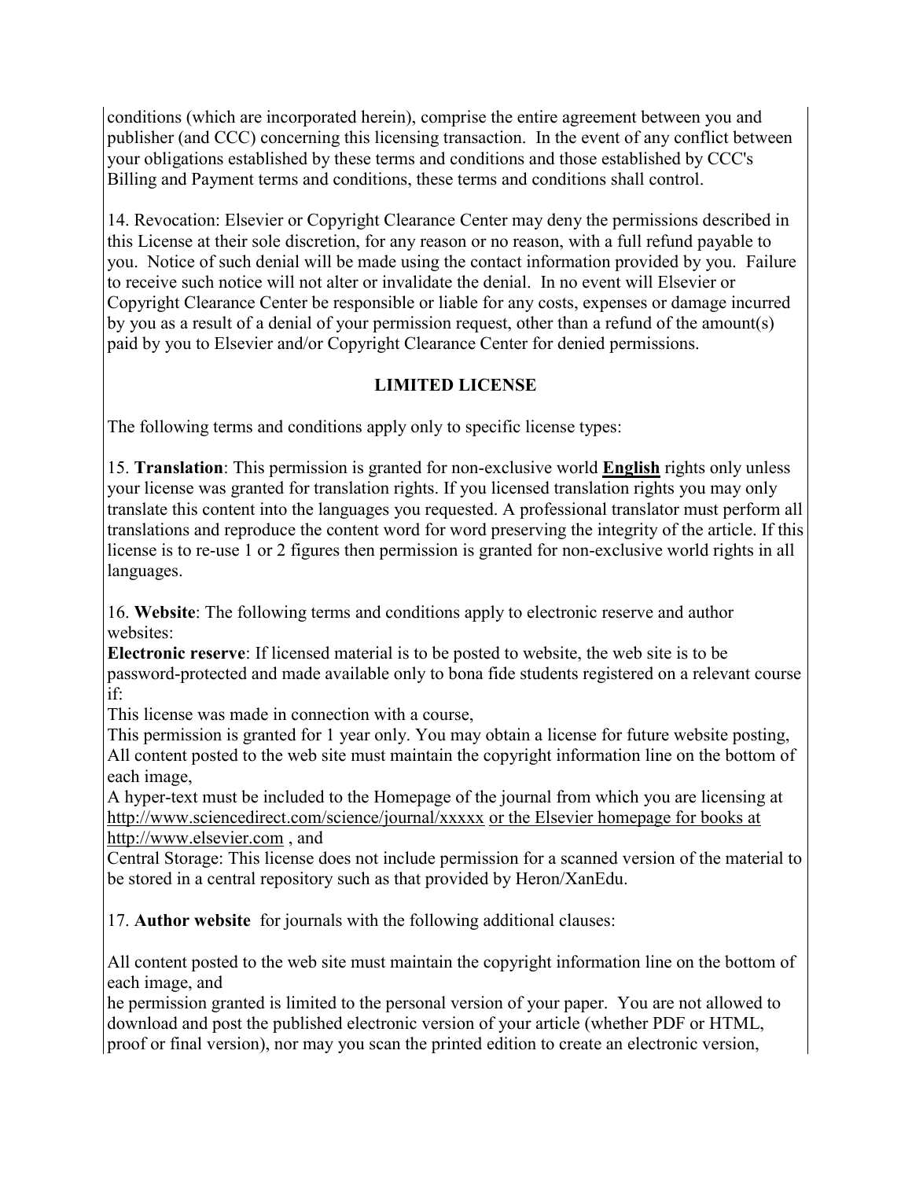conditions (which are incorporated herein), comprise the entire agreement between you and publisher (and CCC) concerning this licensing transaction. In the event of any conflict between your obligations established by these terms and conditions and those established by CCC's Billing and Payment terms and conditions, these terms and conditions shall control.

14. Revocation: Elsevier or Copyright Clearance Center may deny the permissions described in this License at their sole discretion, for any reason or no reason, with a full refund payable to you. Notice of such denial will be made using the contact information provided by you. Failure to receive such notice will not alter or invalidate the denial. In no event will Elsevier or Copyright Clearance Center be responsible or liable for any costs, expenses or damage incurred by you as a result of a denial of your permission request, other than a refund of the amount(s) paid by you to Elsevier and/or Copyright Clearance Center for denied permissions.

**LIMITED LICENSE**

The following terms and conditions apply only to specific license types:

15. **Translation**: This permission is granted for non-exclusive world **English** rights only unless your license was granted for translation rights. If you licensed translation rights you may only translate this content into the languages you requested. A professional translator must perform all translations and reproduce the content word for word preserving the integrity of the article. If this license is to re-use 1 or 2 figures then permission is granted for non-exclusive world rights in all languages.

16. **Website**: The following terms and conditions apply to electronic reserve and author websites:
**Electronic reserve**: If licensed material is to be posted to website, the web site is to be password-protected and made available only to bona fide students registered on a relevant course if:
This license was made in connection with a course,
This permission is granted for 1 year only. You may obtain a license for future website posting,
All content posted to the web site must maintain the copyright information line on the bottom of each image,
A hyper-text must be included to the Homepage of the journal from which you are licensing at http://www.sciencedirect.com/science/journal/xxxxx or the Elsevier homepage for books at http://www.elsevier.com , and
Central Storage: This license does not include permission for a scanned version of the material to be stored in a central repository such as that provided by Heron/XanEdu.

17. **Author website** for journals with the following additional clauses:

All content posted to the web site must maintain the copyright information line on the bottom of each image, and
he permission granted is limited to the personal version of your paper. You are not allowed to download and post the published electronic version of your article (whether PDF or HTML, proof or final version), nor may you scan the printed edition to create an electronic version,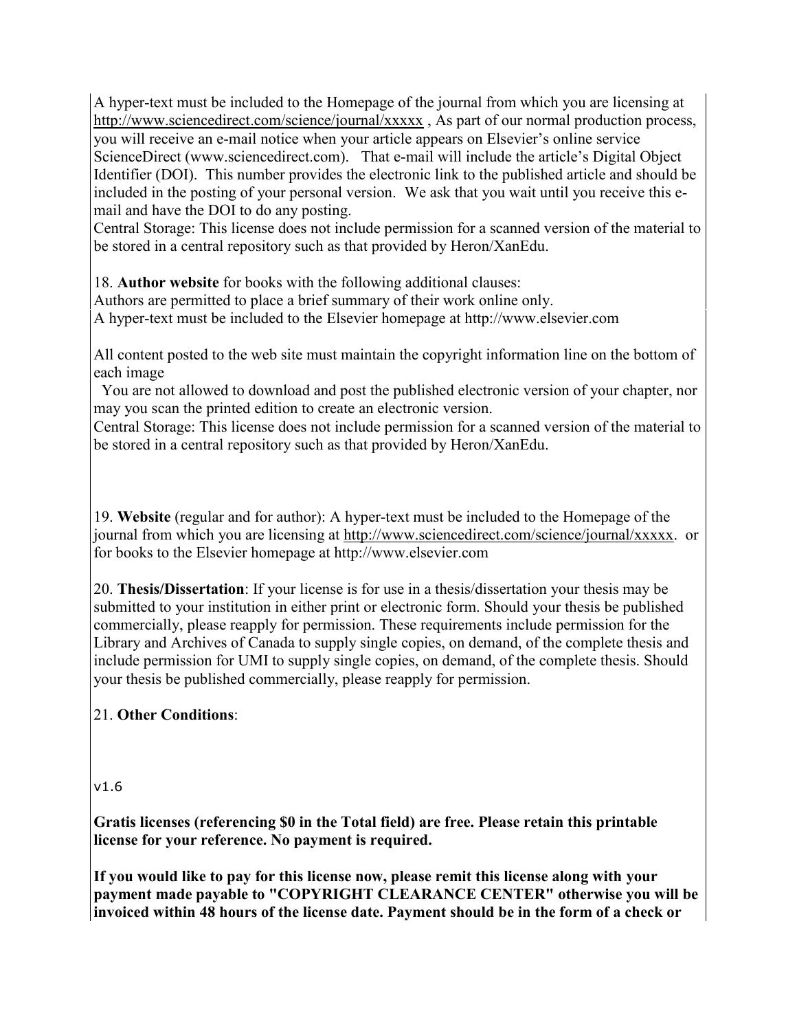A hyper-text must be included to the Homepage of the journal from which you are licensing at http://www.sciencedirect.com/science/journal/xxxxx , As part of our normal production process, you will receive an e-mail notice when your article appears on Elsevier's online service ScienceDirect (www.sciencedirect.com). That e-mail will include the article's Digital Object Identifier (DOI). This number provides the electronic link to the published article and should be included in the posting of your personal version. We ask that you wait until you receive this e-mail and have the DOI to do any posting.

Central Storage: This license does not include permission for a scanned version of the material to be stored in a central repository such as that provided by Heron/XanEdu.

18. **Author website** for books with the following additional clauses:
Authors are permitted to place a brief summary of their work online only.
A hyper-text must be included to the Elsevier homepage at http://www.elsevier.com

All content posted to the web site must maintain the copyright information line on the bottom of each image

You are not allowed to download and post the published electronic version of your chapter, nor may you scan the printed edition to create an electronic version.

Central Storage: This license does not include permission for a scanned version of the material to be stored in a central repository such as that provided by Heron/XanEdu.

19. **Website** (regular and for author): A hyper-text must be included to the Homepage of the journal from which you are licensing at http://www.sciencedirect.com/science/journal/xxxxx. or for books to the Elsevier homepage at http://www.elsevier.com

20. **Thesis/Dissertation**: If your license is for use in a thesis/dissertation your thesis may be submitted to your institution in either print or electronic form. Should your thesis be published commercially, please reapply for permission. These requirements include permission for the Library and Archives of Canada to supply single copies, on demand, of the complete thesis and include permission for UMI to supply single copies, on demand, of the complete thesis. Should your thesis be published commercially, please reapply for permission.

21. **Other Conditions**:

v1.6

**Gratis licenses (referencing $0 in the Total field) are free. Please retain this printable license for your reference. No payment is required.**

**If you would like to pay for this license now, please remit this license along with your payment made payable to "COPYRIGHT CLEARANCE CENTER" otherwise you will be invoiced within 48 hours of the license date. Payment should be in the form of a check or**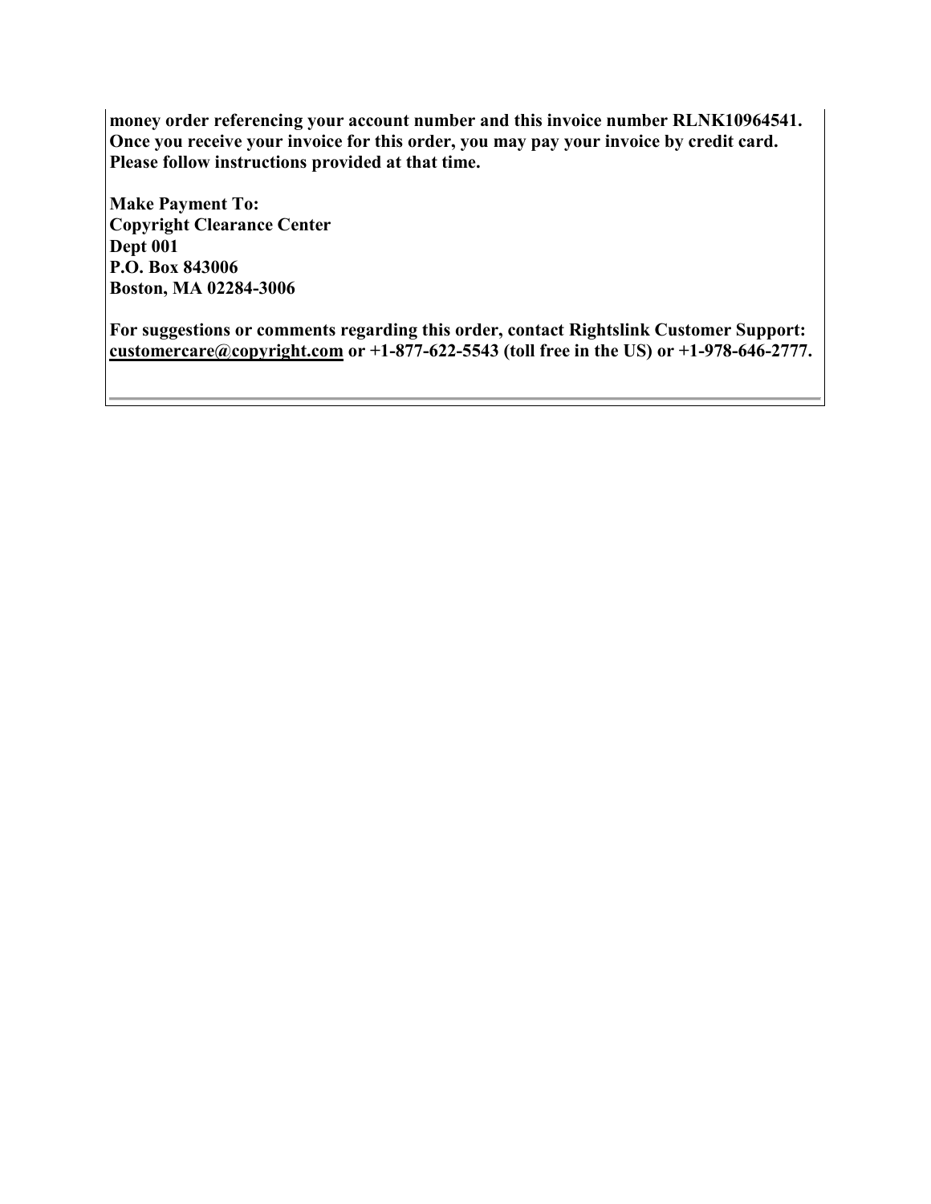**money order referencing your account number and this invoice number RLNK10964541. Once you receive your invoice for this order, you may pay your invoice by credit card. Please follow instructions provided at that time.**

**Make Payment To:**
**Copyright Clearance Center**
**Dept 001**
**P.O. Box 843006**
**Boston, MA 02284-3006**

**For suggestions or comments regarding this order, contact Rightslink Customer Support: customercare@copyright.com or +1-877-622-5543 (toll free in the US) or +1-978-646-2777.**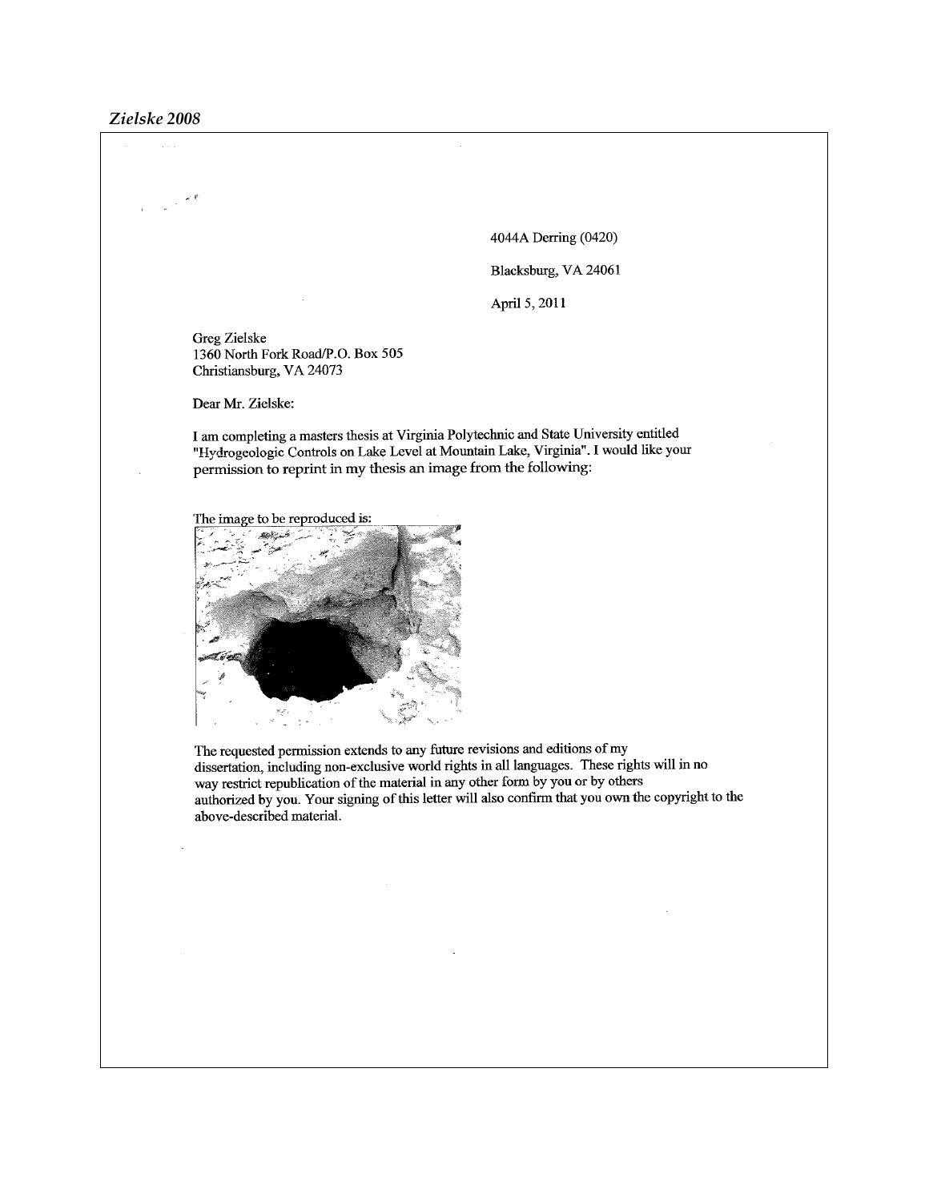*Zielske 2008*

4044A Derring (0420)

Blacksburg, VA 24061

April 5, 2011

Greg Zielske
1360 North Fork Road/P.O. Box 505
Christiansburg, VA 24073

Dear Mr. Zielske:

I am completing a masters thesis at Virginia Polytechnic and State University entitled "Hydrogeologic Controls on Lake Level at Mountain Lake, Virginia". I would like your permission to reprint in my thesis an image from the following:

The image to be reproduced is:

The requested permission extends to any future revisions and editions of my dissertation, including non-exclusive world rights in all languages. These rights will in no way restrict republication of the material in any other form by you or by others authorized by you. Your signing of this letter will also confirm that you own the copyright to the above-described material.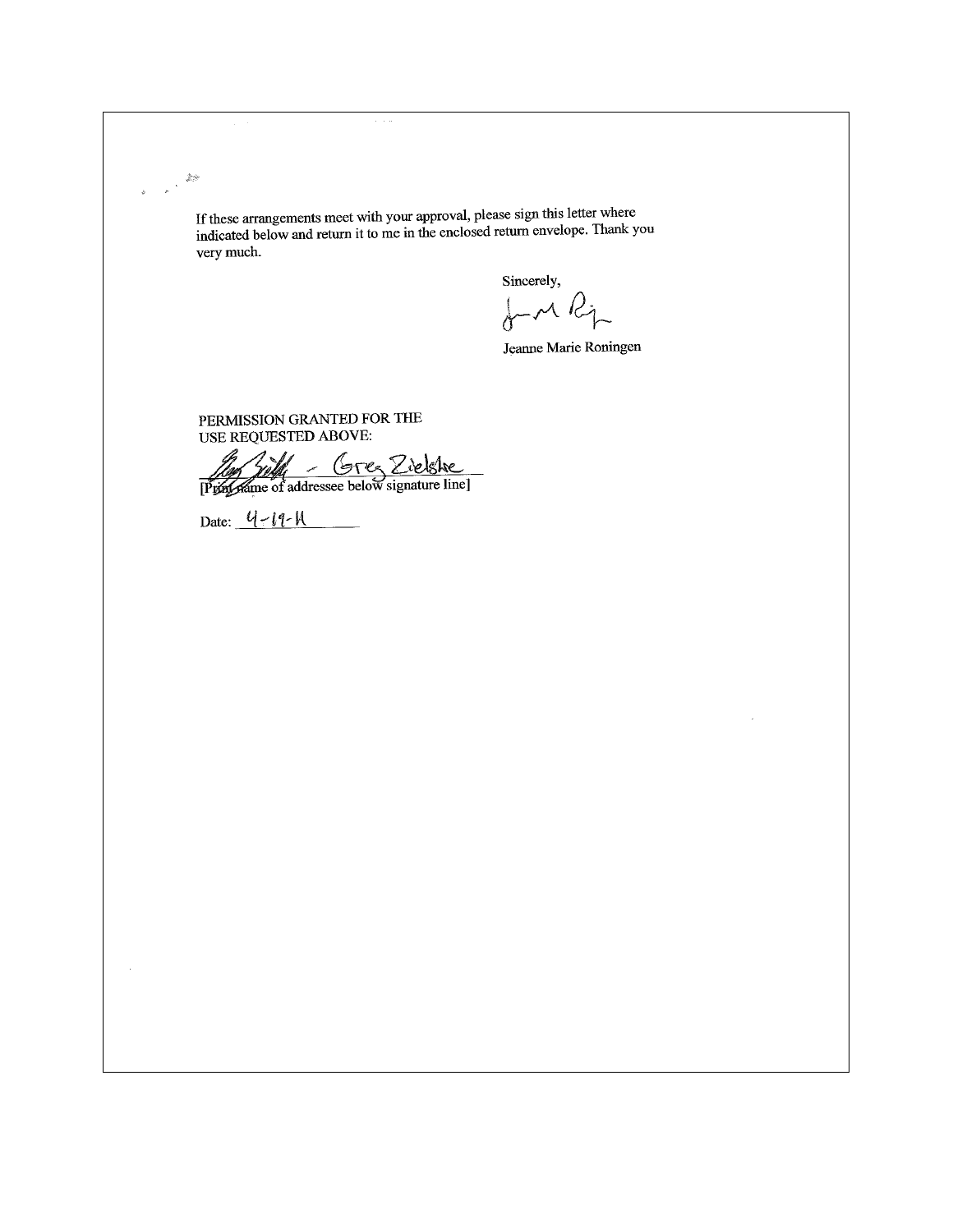If these arrangements meet with your approval, please sign this letter where indicated below and return it to me in the enclosed return envelope. Thank you very much.

Sincerely,

Jeanne Marie Roningen

PERMISSION GRANTED FOR THE
USE REQUESTED ABOVE:

\_\_\_\_\_\_\_\_\_\_\_\_\_\_\_\_ - Greg Zielske

[Print name of addressee below signature line]

Date: 4-19-11